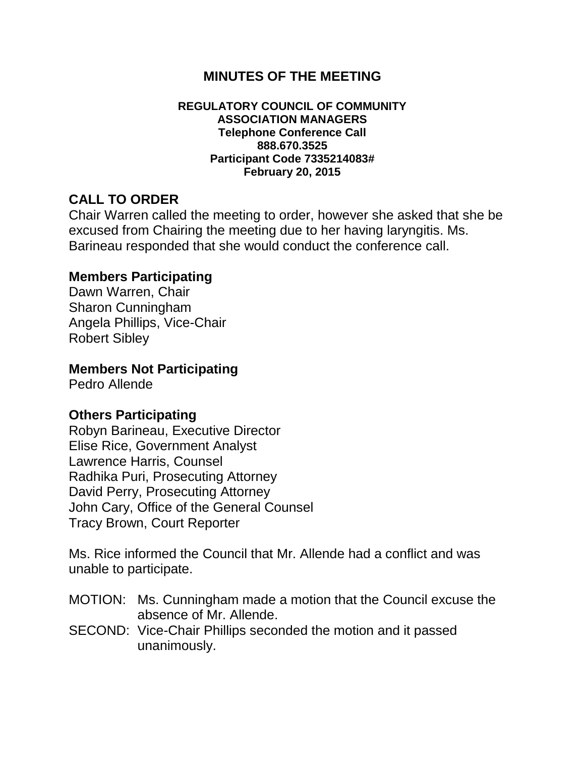# MINUTES OF THE MEETING

**REGULATORY COUNCIL OF COMMUNITY ASSOCIATION MANAGERS**
**Telephone Conference Call**
**888.670.3525**
**Participant Code 7335214083#**
**February 20, 2015**

## CALL TO ORDER

Chair Warren called the meeting to order, however she asked that she be excused from Chairing the meeting due to her having laryngitis. Ms. Barineau responded that she would conduct the conference call.

### Members Participating

Dawn Warren, Chair
Sharon Cunningham
Angela Phillips, Vice-Chair
Robert Sibley

### Members Not Participating

Pedro Allende

### Others Participating

Robyn Barineau, Executive Director
Elise Rice, Government Analyst
Lawrence Harris, Counsel
Radhika Puri, Prosecuting Attorney
David Perry, Prosecuting Attorney
John Cary, Office of the General Counsel
Tracy Brown, Court Reporter

Ms. Rice informed the Council that Mr. Allende had a conflict and was unable to participate.

MOTION: Ms. Cunningham made a motion that the Council excuse the absence of Mr. Allende.
SECOND: Vice-Chair Phillips seconded the motion and it passed unanimously.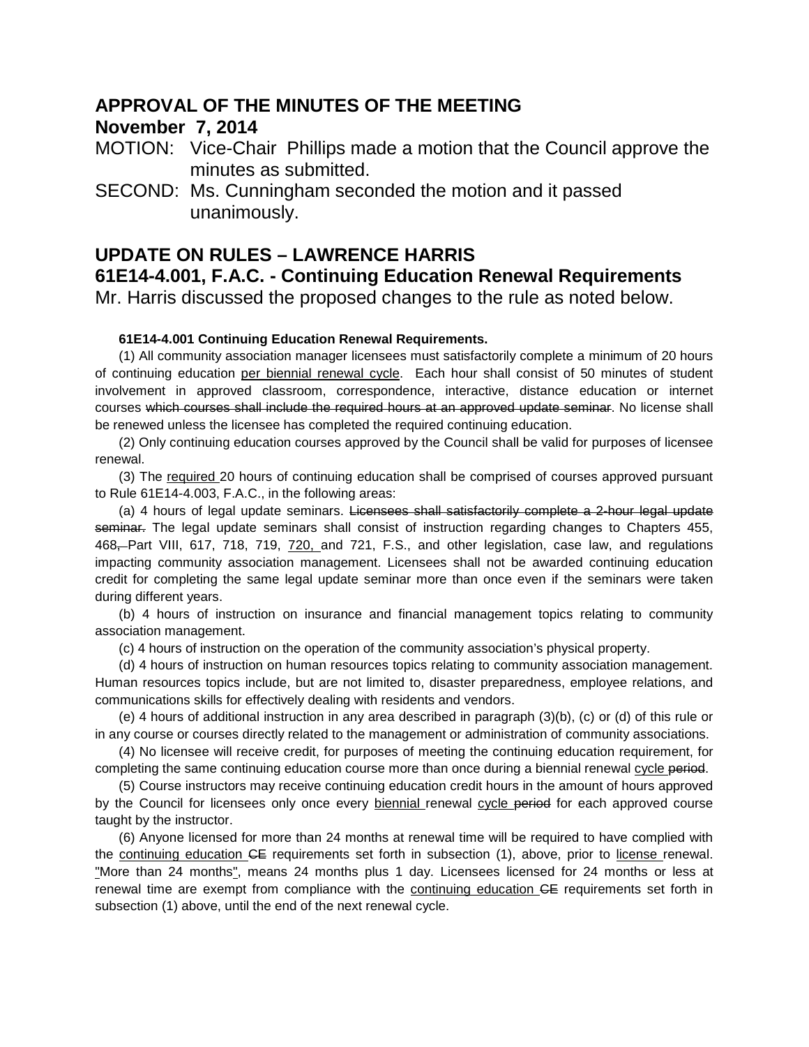## APPROVAL OF THE MINUTES OF THE MEETING

### November 7, 2014

MOTION: Vice-Chair Phillips made a motion that the Council approve the minutes as submitted.

SECOND: Ms. Cunningham seconded the motion and it passed unanimously.

## UPDATE ON RULES – LAWRENCE HARRIS

### 61E14-4.001, F.A.C. - Continuing Education Renewal Requirements

Mr. Harris discussed the proposed changes to the rule as noted below.

**61E14-4.001 Continuing Education Renewal Requirements.**

(1) All community association manager licensees must satisfactorily complete a minimum of 20 hours of continuing education <u>per biennial renewal cycle</u>. Each hour shall consist of 50 minutes of student involvement in approved classroom, correspondence, interactive, distance education or internet courses ~~which courses shall include the required hours at an approved update seminar~~. No license shall be renewed unless the licensee has completed the required continuing education.

(2) Only continuing education courses approved by the Council shall be valid for purposes of licensee renewal.

(3) The <u>required</u> 20 hours of continuing education shall be comprised of courses approved pursuant to Rule 61E14-4.003, F.A.C., in the following areas:

(a) 4 hours of legal update seminars. ~~Licensees shall satisfactorily complete a 2-hour legal update seminar.~~ The legal update seminars shall consist of instruction regarding changes to Chapters 455, 468~~,~~ Part VIII, 617, 718, 719, <u>720,</u> and 721, F.S., and other legislation, case law, and regulations impacting community association management. Licensees shall not be awarded continuing education credit for completing the same legal update seminar more than once even if the seminars were taken during different years.

(b) 4 hours of instruction on insurance and financial management topics relating to community association management.

(c) 4 hours of instruction on the operation of the community association's physical property.

(d) 4 hours of instruction on human resources topics relating to community association management. Human resources topics include, but are not limited to, disaster preparedness, employee relations, and communications skills for effectively dealing with residents and vendors.

(e) 4 hours of additional instruction in any area described in paragraph (3)(b), (c) or (d) of this rule or in any course or courses directly related to the management or administration of community associations.

(4) No licensee will receive credit, for purposes of meeting the continuing education requirement, for completing the same continuing education course more than once during a biennial renewal <u>cycle</u> ~~period~~.

(5) Course instructors may receive continuing education credit hours in the amount of hours approved by the Council for licensees only once every <u>biennial</u> renewal <u>cycle</u> ~~period~~ for each approved course taught by the instructor.

(6) Anyone licensed for more than 24 months at renewal time will be required to have complied with the <u>continuing education</u> ~~CE~~ requirements set forth in subsection (1), above, prior to <u>license</u> renewal. <u>"</u>More than 24 months<u>"</u>, means 24 months plus 1 day. Licensees licensed for 24 months or less at renewal time are exempt from compliance with the <u>continuing education</u> ~~CE~~ requirements set forth in subsection (1) above, until the end of the next renewal cycle.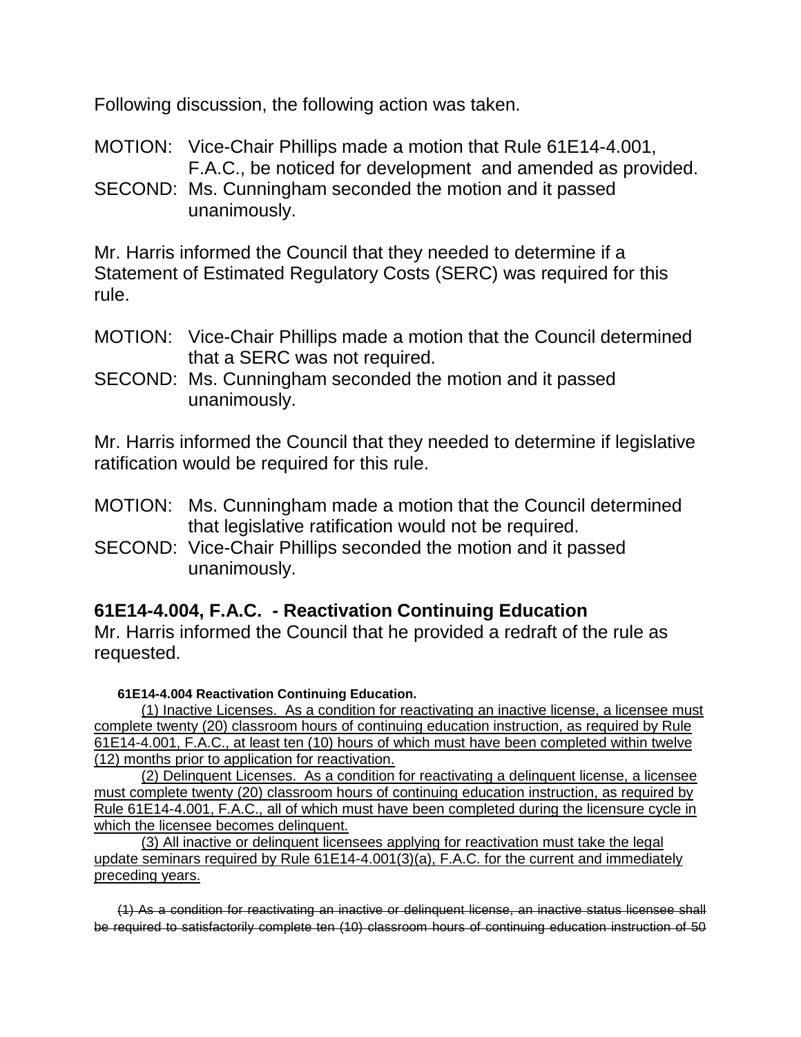Following discussion, the following action was taken.

MOTION: Vice-Chair Phillips made a motion that Rule 61E14-4.001, F.A.C., be noticed for development and amended as provided.
SECOND: Ms. Cunningham seconded the motion and it passed unanimously.

Mr. Harris informed the Council that they needed to determine if a Statement of Estimated Regulatory Costs (SERC) was required for this rule.

MOTION: Vice-Chair Phillips made a motion that the Council determined that a SERC was not required.
SECOND: Ms. Cunningham seconded the motion and it passed unanimously.

Mr. Harris informed the Council that they needed to determine if legislative ratification would be required for this rule.

MOTION: Ms. Cunningham made a motion that the Council determined that legislative ratification would not be required.
SECOND: Vice-Chair Phillips seconded the motion and it passed unanimously.

### 61E14-4.004, F.A.C. - Reactivation Continuing Education

Mr. Harris informed the Council that he provided a redraft of the rule as requested.

**61E14-4.004 Reactivation Continuing Education.**

<u>(1) Inactive Licenses. As a condition for reactivating an inactive license, a licensee must complete twenty (20) classroom hours of continuing education instruction, as required by Rule 61E14-4.001, F.A.C., at least ten (10) hours of which must have been completed within twelve (12) months prior to application for reactivation.</u>

<u>(2) Delinquent Licenses. As a condition for reactivating a delinquent license, a licensee must complete twenty (20) classroom hours of continuing education instruction, as required by Rule 61E14-4.001, F.A.C., all of which must have been completed during the licensure cycle in which the licensee becomes delinquent.</u>

<u>(3) All inactive or delinquent licensees applying for reactivation must take the legal update seminars required by Rule 61E14-4.001(3)(a), F.A.C. for the current and immediately preceding years.</u>

~~(1) As a condition for reactivating an inactive or delinquent license, an inactive status licensee shall be required to satisfactorily complete ten (10) classroom hours of continuing education instruction of 50~~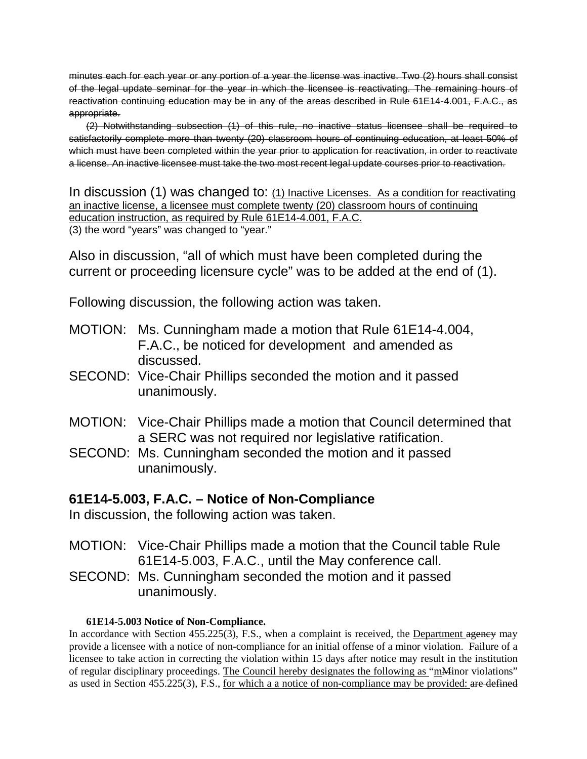~~minutes each for each year or any portion of a year the license was inactive. Two (2) hours shall consist of the legal update seminar for the year in which the licensee is reactivating. The remaining hours of reactivation continuing education may be in any of the areas described in Rule 61E14-4.001, F.A.C., as appropriate.~~

~~(2) Notwithstanding subsection (1) of this rule, no inactive status licensee shall be required to satisfactorily complete more than twenty (20) classroom hours of continuing education, at least 50% of which must have been completed within the year prior to application for reactivation, in order to reactivate a license. An inactive licensee must take the two most recent legal update courses prior to reactivation.~~

In discussion (1) was changed to: <u>(1) Inactive Licenses. As a condition for reactivating an inactive license, a licensee must complete twenty (20) classroom hours of continuing education instruction, as required by Rule 61E14-4.001, F.A.C.</u>
(3) the word "years" was changed to "year."

Also in discussion, "all of which must have been completed during the current or proceeding licensure cycle" was to be added at the end of (1).

Following discussion, the following action was taken.

MOTION: Ms. Cunningham made a motion that Rule 61E14-4.004, F.A.C., be noticed for development and amended as discussed.
SECOND: Vice-Chair Phillips seconded the motion and it passed unanimously.

MOTION: Vice-Chair Phillips made a motion that Council determined that a SERC was not required nor legislative ratification.
SECOND: Ms. Cunningham seconded the motion and it passed unanimously.

### 61E14-5.003, F.A.C. – Notice of Non-Compliance

In discussion, the following action was taken.

MOTION: Vice-Chair Phillips made a motion that the Council table Rule 61E14-5.003, F.A.C., until the May conference call.
SECOND: Ms. Cunningham seconded the motion and it passed unanimously.

**61E14-5.003 Notice of Non-Compliance.**

In accordance with Section 455.225(3), F.S., when a complaint is received, the <u>Department</u> ~~agency~~ may provide a licensee with a notice of non-compliance for an initial offense of a minor violation. Failure of a licensee to take action in correcting the violation within 15 days after notice may result in the institution of regular disciplinary proceedings. <u>The Council hereby designates the following as</u> "<u>m</u>~~M~~inor violations" as used in Section 455.225(3), F.S., <u>for which a a notice of non-compliance may be provided:</u> ~~are defined~~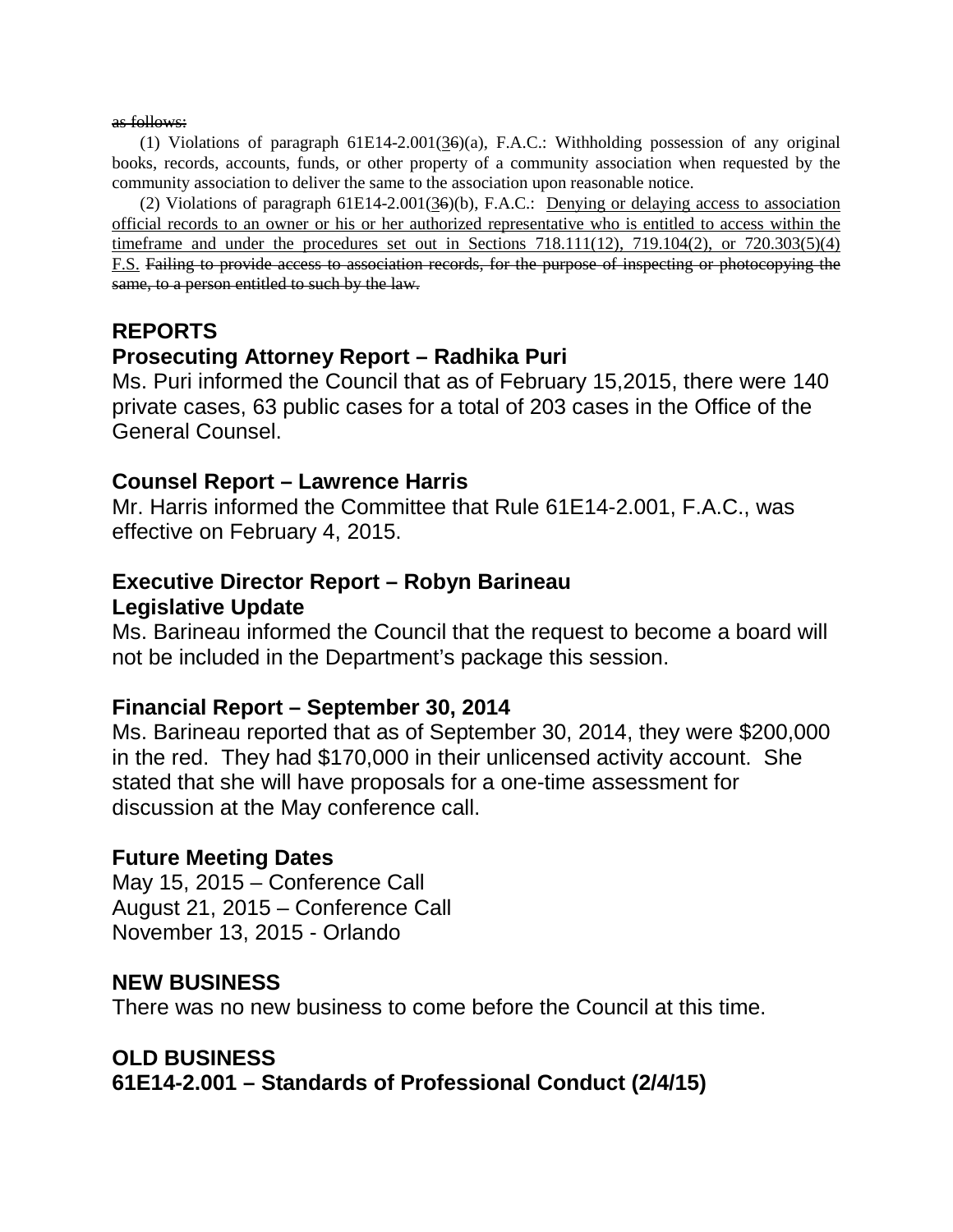~~as follows:~~

(1) Violations of paragraph 61E14-2.001(<u>3</u>~~6~~)(a), F.A.C.: Withholding possession of any original books, records, accounts, funds, or other property of a community association when requested by the community association to deliver the same to the association upon reasonable notice.

(2) Violations of paragraph 61E14-2.001(<u>3</u>~~6~~)(b), F.A.C.: <u>Denying or delaying access to association official records to an owner or his or her authorized representative who is entitled to access within the timeframe and under the procedures set out in Sections 718.111(12), 719.104(2), or 720.303(5)(4) F.S.</u> ~~Failing to provide access to association records, for the purpose of inspecting or photocopying the same, to a person entitled to such by the law.~~

## REPORTS

### Prosecuting Attorney Report – Radhika Puri

Ms. Puri informed the Council that as of February 15,2015, there were 140 private cases, 63 public cases for a total of 203 cases in the Office of the General Counsel.

### Counsel Report – Lawrence Harris

Mr. Harris informed the Committee that Rule 61E14-2.001, F.A.C., was effective on February 4, 2015.

### Executive Director Report – Robyn Barineau

**Legislative Update**

Ms. Barineau informed the Council that the request to become a board will not be included in the Department's package this session.

### Financial Report – September 30, 2014

Ms. Barineau reported that as of September 30, 2014, they were $200,000 in the red. They had $170,000 in their unlicensed activity account. She stated that she will have proposals for a one-time assessment for discussion at the May conference call.

### Future Meeting Dates

May 15, 2015 – Conference Call
August 21, 2015 – Conference Call
November 13, 2015 - Orlando

## NEW BUSINESS

There was no new business to come before the Council at this time.

## OLD BUSINESS

### 61E14-2.001 – Standards of Professional Conduct (2/4/15)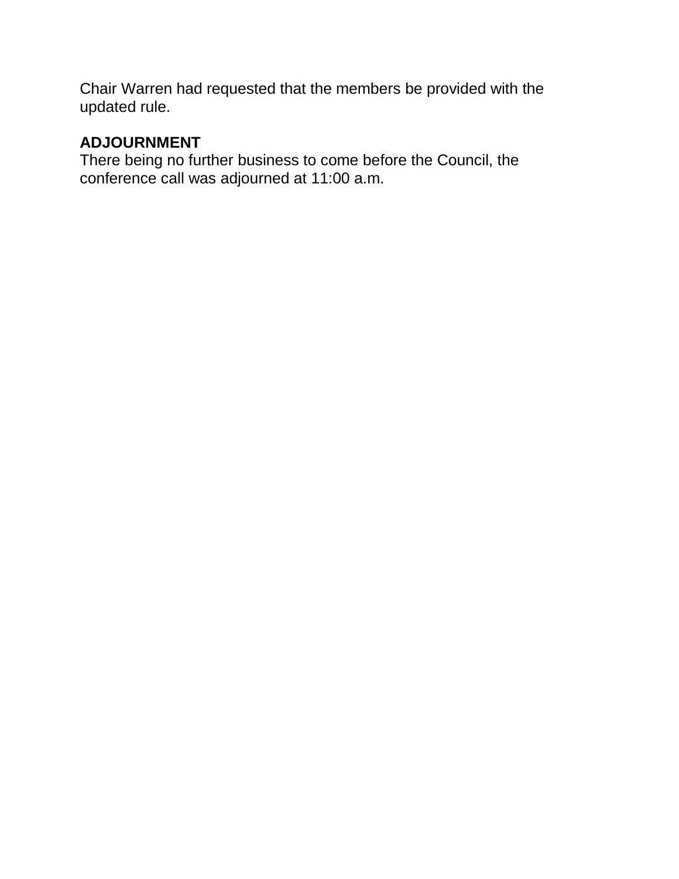Chair Warren had requested that the members be provided with the updated rule.

**ADJOURNMENT**

There being no further business to come before the Council, the conference call was adjourned at 11:00 a.m.